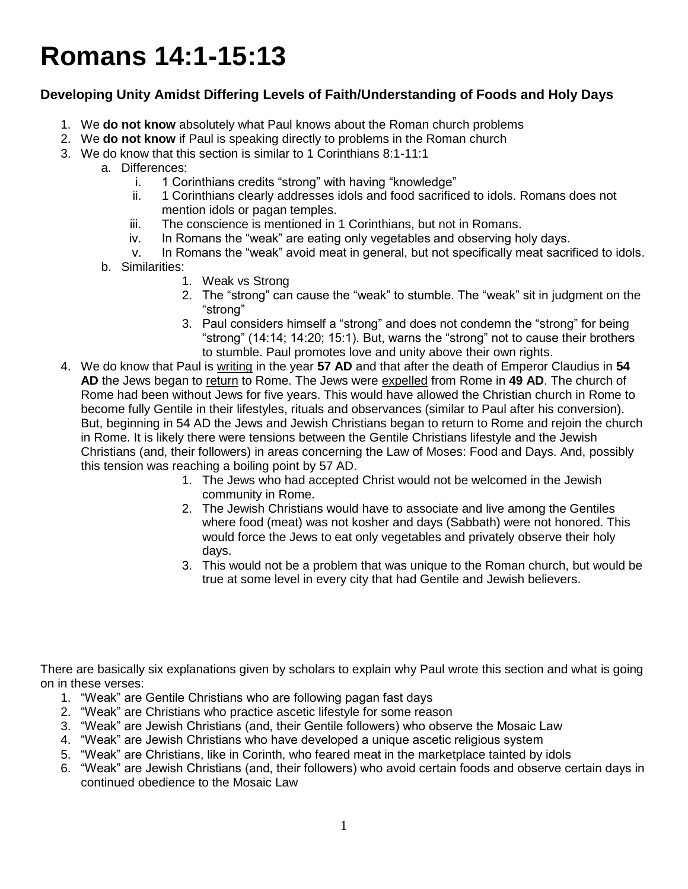# Romans 14:1-15:13

### Developing Unity Amidst Differing Levels of Faith/Understanding of Foods and Holy Days

1. We **do not know** absolutely what Paul knows about the Roman church problems
2. We **do not know** if Paul is speaking directly to problems in the Roman church
3. We do know that this section is similar to 1 Corinthians 8:1-11:1
    a. Differences:
        i. 1 Corinthians credits "strong" with having "knowledge"
        ii. 1 Corinthians clearly addresses idols and food sacrificed to idols. Romans does not mention idols or pagan temples.
        iii. The conscience is mentioned in 1 Corinthians, but not in Romans.
        iv. In Romans the "weak" are eating only vegetables and observing holy days.
        v. In Romans the "weak" avoid meat in general, but not specifically meat sacrificed to idols.
    b. Similarities:
        1. Weak vs Strong
        2. The "strong" can cause the "weak" to stumble. The "weak" sit in judgment on the "strong"
        3. Paul considers himself a "strong" and does not condemn the "strong" for being "strong" (14:14; 14:20; 15:1). But, warns the "strong" not to cause their brothers to stumble. Paul promotes love and unity above their own rights.
4. We do know that Paul is <u>writing</u> in the year **57 AD** and that after the death of Emperor Claudius in **54 AD** the Jews began to <u>return</u> to Rome. The Jews were <u>expelled</u> from Rome in **49 AD**. The church of Rome had been without Jews for five years. This would have allowed the Christian church in Rome to become fully Gentile in their lifestyles, rituals and observances (similar to Paul after his conversion). But, beginning in 54 AD the Jews and Jewish Christians began to return to Rome and rejoin the church in Rome. It is likely there were tensions between the Gentile Christians lifestyle and the Jewish Christians (and, their followers) in areas concerning the Law of Moses: Food and Days. And, possibly this tension was reaching a boiling point by 57 AD.
    1. The Jews who had accepted Christ would not be welcomed in the Jewish community in Rome.
    2. The Jewish Christians would have to associate and live among the Gentiles where food (meat) was not kosher and days (Sabbath) were not honored. This would force the Jews to eat only vegetables and privately observe their holy days.
    3. This would not be a problem that was unique to the Roman church, but would be true at some level in every city that had Gentile and Jewish believers.

There are basically six explanations given by scholars to explain why Paul wrote this section and what is going on in these verses:

1. "Weak" are Gentile Christians who are following pagan fast days
2. "Weak" are Christians who practice ascetic lifestyle for some reason
3. "Weak" are Jewish Christians (and, their Gentile followers) who observe the Mosaic Law
4. "Weak" are Jewish Christians who have developed a unique ascetic religious system
5. "Weak" are Christians, like in Corinth, who feared meat in the marketplace tainted by idols
6. "Weak" are Jewish Christians (and, their followers) who avoid certain foods and observe certain days in continued obedience to the Mosaic Law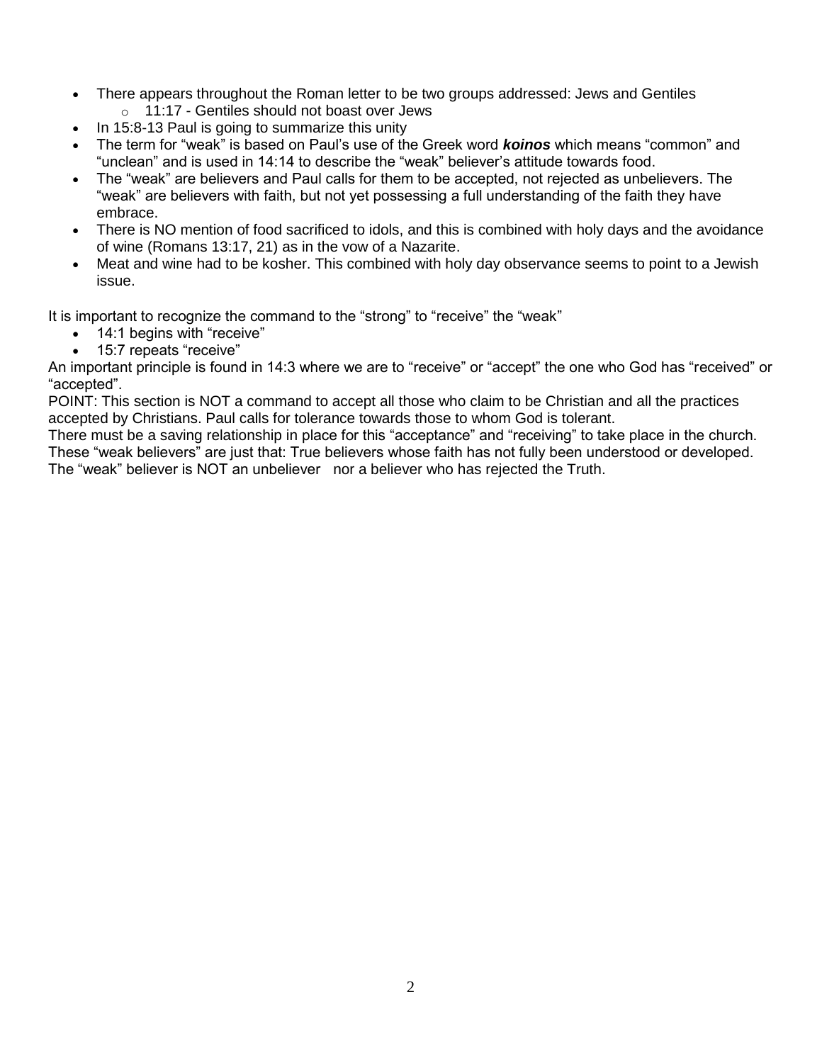- There appears throughout the Roman letter to be two groups addressed: Jews and Gentiles
    - 11:17 - Gentiles should not boast over Jews
- In 15:8-13 Paul is going to summarize this unity
- The term for "weak" is based on Paul's use of the Greek word ***koinos*** which means "common" and "unclean" and is used in 14:14 to describe the "weak" believer's attitude towards food.
- The "weak" are believers and Paul calls for them to be accepted, not rejected as unbelievers. The "weak" are believers with faith, but not yet possessing a full understanding of the faith they have embrace.
- There is NO mention of food sacrificed to idols, and this is combined with holy days and the avoidance of wine (Romans 13:17, 21) as in the vow of a Nazarite.
- Meat and wine had to be kosher. This combined with holy day observance seems to point to a Jewish issue.

It is important to recognize the command to the "strong" to "receive" the "weak"

- 14:1 begins with "receive"
- 15:7 repeats "receive"

An important principle is found in 14:3 where we are to "receive" or "accept" the one who God has "received" or "accepted".

POINT: This section is NOT a command to accept all those who claim to be Christian and all the practices accepted by Christians. Paul calls for tolerance towards those to whom God is tolerant.

There must be a saving relationship in place for this "acceptance" and "receiving" to take place in the church. These "weak believers" are just that: True believers whose faith has not fully been understood or developed. The "weak" believer is NOT an unbeliever nor a believer who has rejected the Truth.